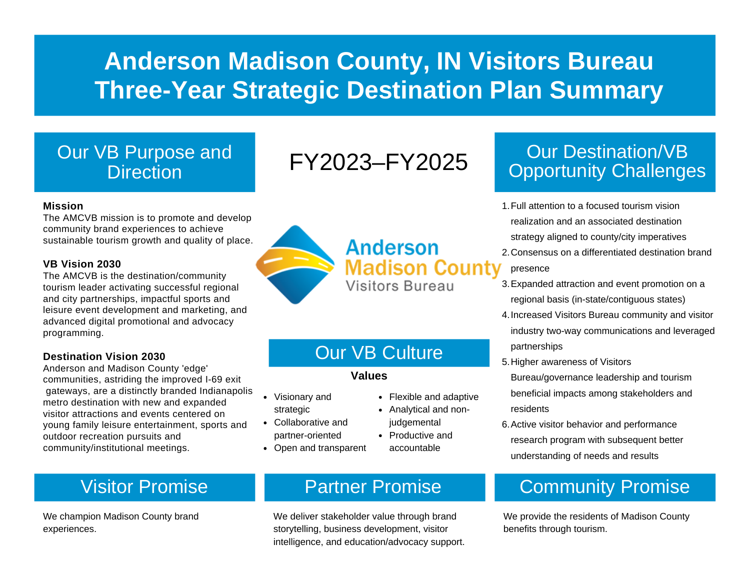# Anderson Madison County, IN Visitors Bureau Three-Year Strategic Destination Plan Summary

FY2023–FY2025

## Our VB Purpose and Direction

**Mission**
The AMCVB mission is to promote and develop community brand experiences to achieve sustainable tourism growth and quality of place.

**VB Vision 2030**
The AMCVB is the destination/community tourism leader activating successful regional and city partnerships, impactful sports and leisure event development and marketing, and advanced digital promotional and advocacy programming.

**Destination Vision 2030**
Anderson and Madison County 'edge' communities, astriding the improved I-69 exit gateways, are a distinctly branded Indianapolis metro destination with new and expanded visitor attractions and events centered on young family leisure entertainment, sports and outdoor recreation pursuits and community/institutional meetings.

Anderson Madison County Visitors Bureau

## Our VB Culture

**Values**

- Visionary and strategic
- Collaborative and partner-oriented
- Open and transparent
- Flexible and adaptive
- Analytical and non-judgemental
- Productive and accountable

## Our Destination/VB Opportunity Challenges

1. Full attention to a focused tourism vision realization and an associated destination strategy aligned to county/city imperatives
2. Consensus on a differentiated destination brand presence
3. Expanded attraction and event promotion on a regional basis (in-state/contiguous states)
4. Increased Visitors Bureau community and visitor industry two-way communications and leveraged partnerships
5. Higher awareness of Visitors Bureau/governance leadership and tourism beneficial impacts among stakeholders and residents
6. Active visitor behavior and performance research program with subsequent better understanding of needs and results

## Visitor Promise

We champion Madison County brand experiences.

## Partner Promise

We deliver stakeholder value through brand storytelling, business development, visitor intelligence, and education/advocacy support.

## Community Promise

We provide the residents of Madison County benefits through tourism.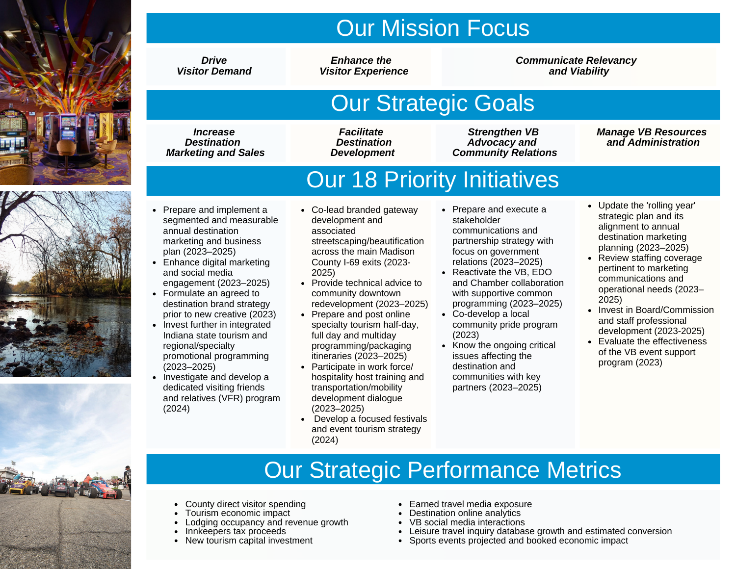# Our Mission Focus

***Drive Visitor Demand***

***Enhance the Visitor Experience***

***Communicate Relevancy and Viability***

# Our Strategic Goals

***Increase Destination Marketing and Sales***

***Facilitate Destination Development***

***Strengthen VB Advocacy and Community Relations***

***Manage VB Resources and Administration***

# Our 18 Priority Initiatives

- Prepare and implement a segmented and measurable annual destination marketing and business plan (2023–2025)
- Enhance digital marketing and social media engagement (2023–2025)
- Formulate an agreed to destination brand strategy prior to new creative (2023)
- Invest further in integrated Indiana state tourism and regional/specialty promotional programming (2023–2025)
- Investigate and develop a dedicated visiting friends and relatives (VFR) program (2024)

- Co-lead branded gateway development and associated streetscaping/beautification across the main Madison County I-69 exits (2023-2025)
- Provide technical advice to community downtown redevelopment (2023–2025)
- Prepare and post online specialty tourism half-day, full day and multiday programming/packaging itineraries (2023–2025)
- Participate in work force/ hospitality host training and transportation/mobility development dialogue (2023–2025)
- Develop a focused festivals and event tourism strategy (2024)

- Prepare and execute a stakeholder communications and partnership strategy with focus on government relations (2023–2025)
- Reactivate the VB, EDO and Chamber collaboration with supportive common programming (2023–2025)
- Co-develop a local community pride program (2023)
- Know the ongoing critical issues affecting the destination and communities with key partners (2023–2025)

- Update the 'rolling year' strategic plan and its alignment to annual destination marketing planning (2023–2025)
- Review staffing coverage pertinent to marketing communications and operational needs (2023–2025)
- Invest in Board/Commission and staff professional development (2023-2025)
- Evaluate the effectiveness of the VB event support program (2023)

# Our Strategic Performance Metrics

- County direct visitor spending
- Tourism economic impact
- Lodging occupancy and revenue growth
- Innkeepers tax proceeds
- New tourism capital investment

- Earned travel media exposure
- Destination online analytics
- VB social media interactions
- Leisure travel inquiry database growth and estimated conversion
- Sports events projected and booked economic impact